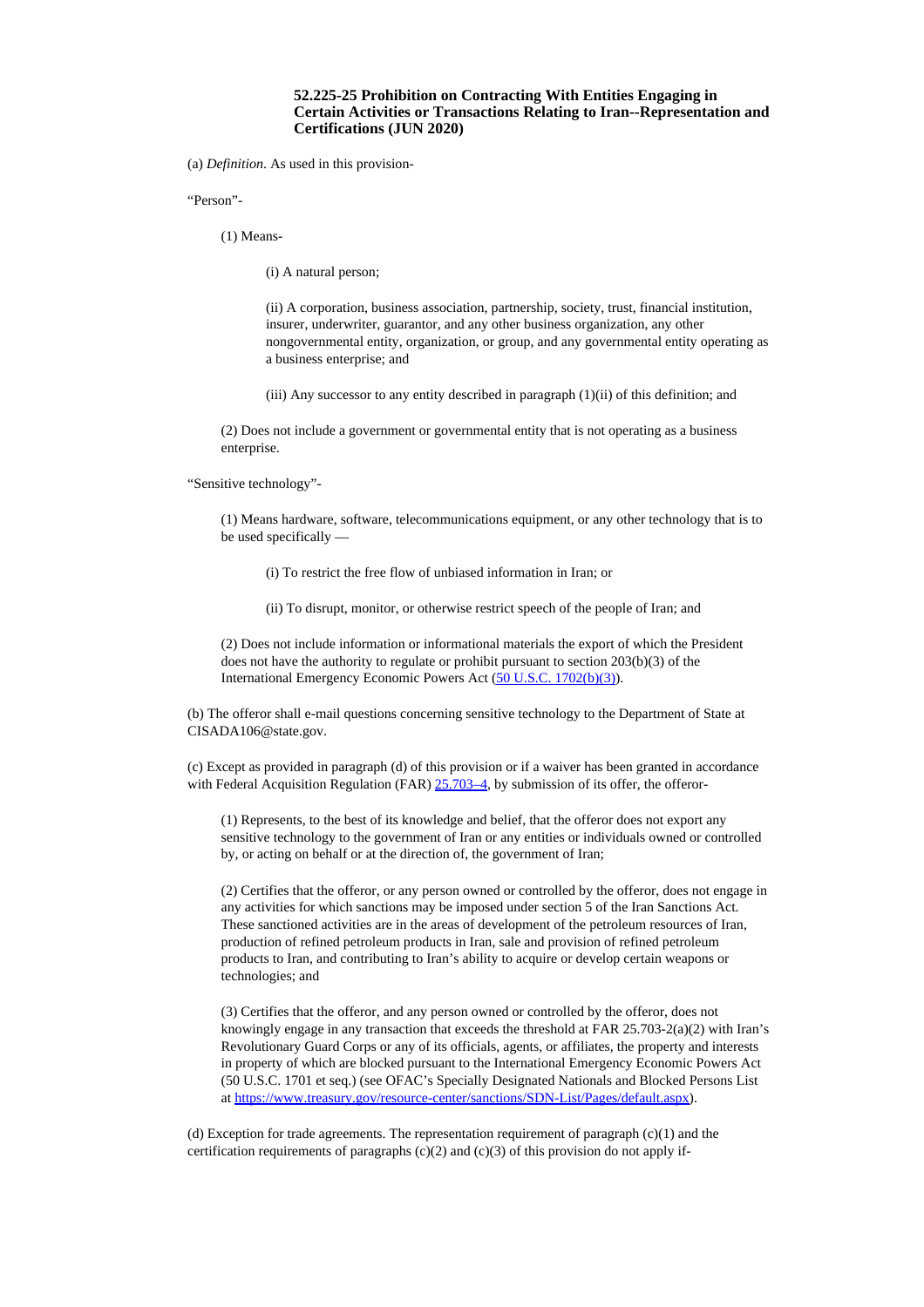### 52.225-25 Prohibition on Contracting With Entities Engaging in Certain Activities or Transactions Relating to Iran--Representation and Certifications (JUN 2020)

(a) *Definition*. As used in this provision-

“Person”-

(1) Means-

(i) A natural person;

(ii) A corporation, business association, partnership, society, trust, financial institution, insurer, underwriter, guarantor, and any other business organization, any other nongovernmental entity, organization, or group, and any governmental entity operating as a business enterprise; and

(iii) Any successor to any entity described in paragraph (1)(ii) of this definition; and

(2) Does not include a government or governmental entity that is not operating as a business enterprise.

“Sensitive technology”-

(1) Means hardware, software, telecommunications equipment, or any other technology that is to be used specifically —

(i) To restrict the free flow of unbiased information in Iran; or

(ii) To disrupt, monitor, or otherwise restrict speech of the people of Iran; and

(2) Does not include information or informational materials the export of which the President does not have the authority to regulate or prohibit pursuant to section 203(b)(3) of the International Emergency Economic Powers Act ([50 U.S.C. 1702(b)(3)](50 U.S.C. 1702(b)(3))).

(b) The offeror shall e-mail questions concerning sensitive technology to the Department of State at CISADA106@state.gov.

(c) Except as provided in paragraph (d) of this provision or if a waiver has been granted in accordance with Federal Acquisition Regulation (FAR) [25.703–4](25.703–4), by submission of its offer, the offeror-

(1) Represents, to the best of its knowledge and belief, that the offeror does not export any sensitive technology to the government of Iran or any entities or individuals owned or controlled by, or acting on behalf or at the direction of, the government of Iran;

(2) Certifies that the offeror, or any person owned or controlled by the offeror, does not engage in any activities for which sanctions may be imposed under section 5 of the Iran Sanctions Act. These sanctioned activities are in the areas of development of the petroleum resources of Iran, production of refined petroleum products in Iran, sale and provision of refined petroleum products to Iran, and contributing to Iran’s ability to acquire or develop certain weapons or technologies; and

(3) Certifies that the offeror, and any person owned or controlled by the offeror, does not knowingly engage in any transaction that exceeds the threshold at FAR 25.703-2(a)(2) with Iran’s Revolutionary Guard Corps or any of its officials, agents, or affiliates, the property and interests in property of which are blocked pursuant to the International Emergency Economic Powers Act (50 U.S.C. 1701 et seq.) (see OFAC’s Specially Designated Nationals and Blocked Persons List at [https://www.treasury.gov/resource-center/sanctions/SDN-List/Pages/default.aspx](https://www.treasury.gov/resource-center/sanctions/SDN-List/Pages/default.aspx)).

(d) Exception for trade agreements. The representation requirement of paragraph (c)(1) and the certification requirements of paragraphs (c)(2) and (c)(3) of this provision do not apply if-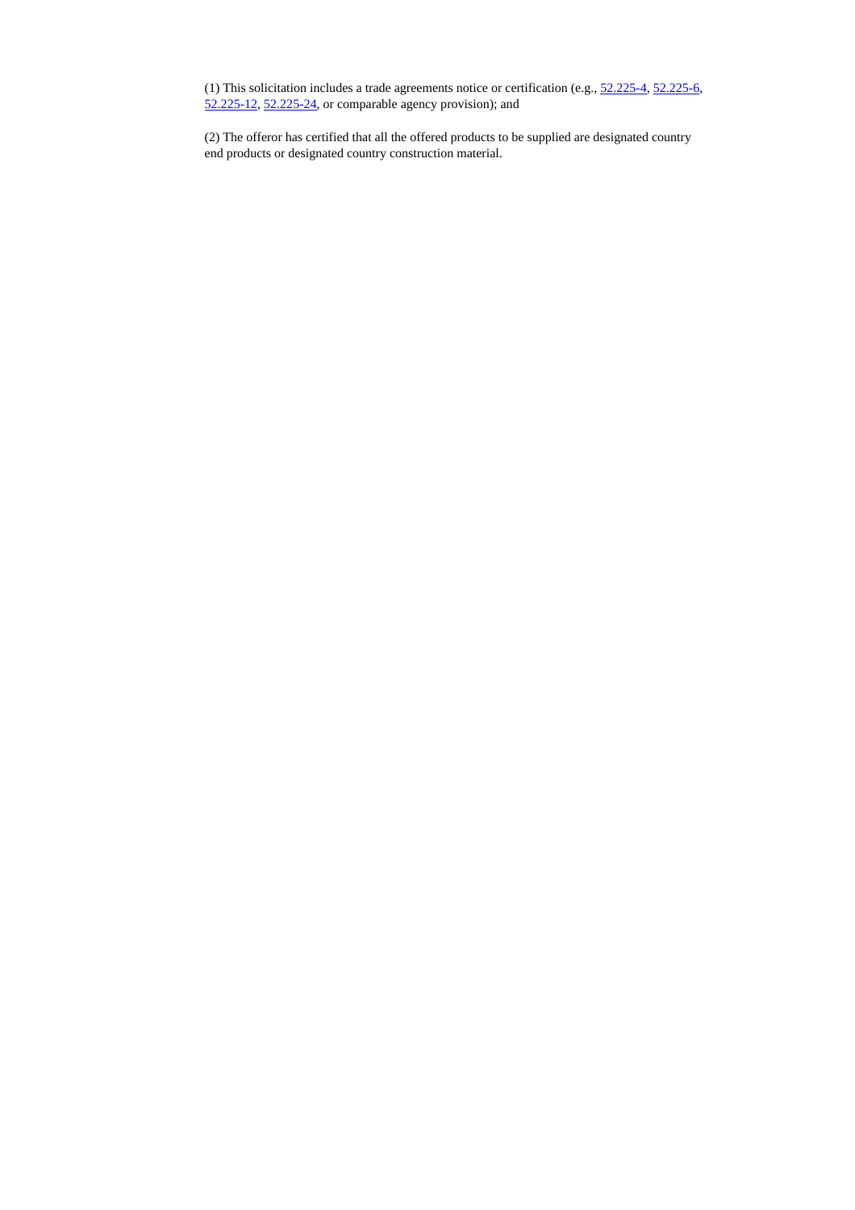(1) This solicitation includes a trade agreements notice or certification (e.g., 52.225-4, 52.225-6, 52.225-12, 52.225-24, or comparable agency provision); and

(2) The offeror has certified that all the offered products to be supplied are designated country end products or designated country construction material.